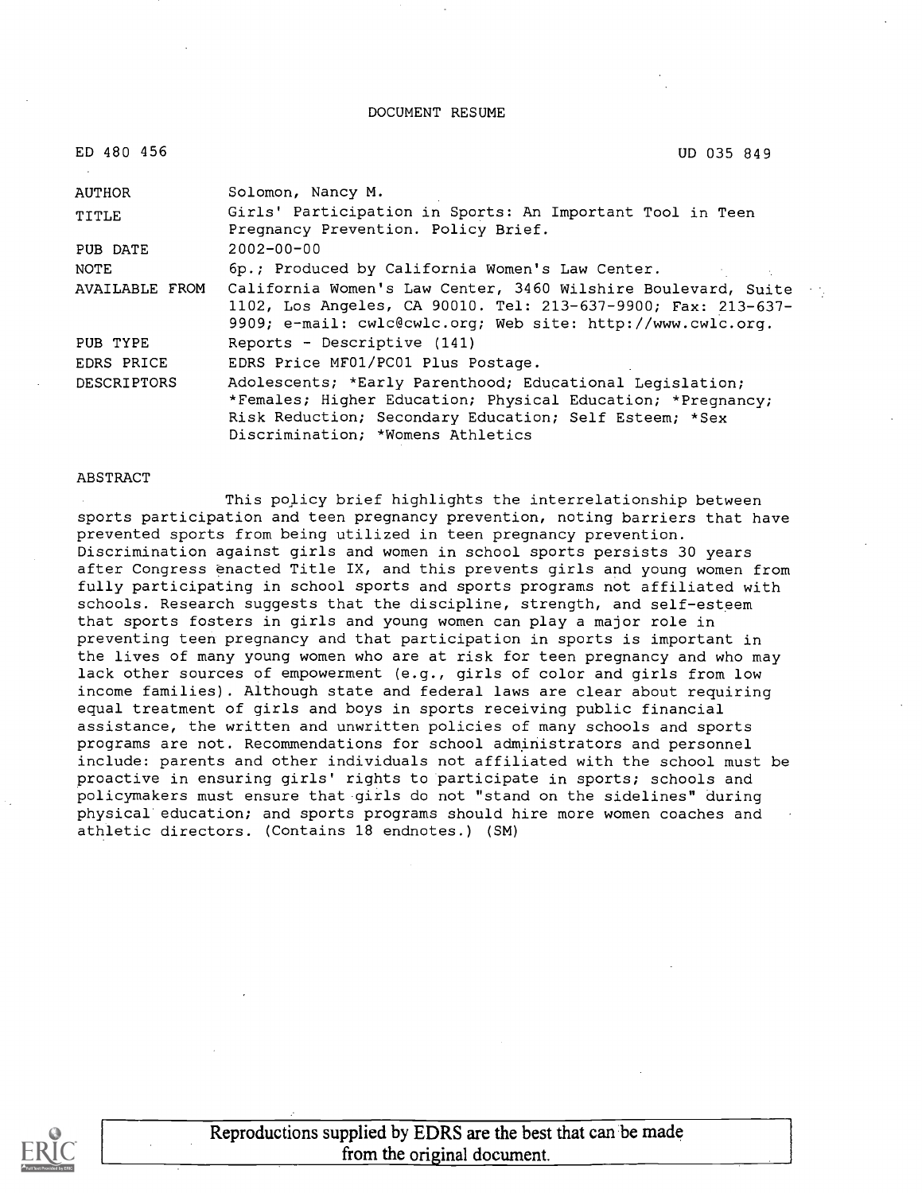DOCUMENT RESUME

ED 480 456 UD 035 849

| | |
|---|---|
| AUTHOR | Solomon, Nancy M. |
| TITLE | Girls' Participation in Sports: An Important Tool in Teen Pregnancy Prevention. Policy Brief. |
| PUB DATE | 2002-00-00 |
| NOTE | 6p.; Produced by California Women's Law Center. |
| AVAILABLE FROM | California Women's Law Center, 3460 Wilshire Boulevard, Suite 1102, Los Angeles, CA 90010. Tel: 213-637-9900; Fax: 213-637-9909; e-mail: cwlc@cwlc.org; Web site: http://www.cwlc.org. |
| PUB TYPE | Reports - Descriptive (141) |
| EDRS PRICE | EDRS Price MF01/PC01 Plus Postage. |
| DESCRIPTORS | Adolescents; *Early Parenthood; Educational Legislation; *Females; Higher Education; Physical Education; *Pregnancy; Risk Reduction; Secondary Education; Self Esteem; *Sex Discrimination; *Womens Athletics |

ABSTRACT

This policy brief highlights the interrelationship between sports participation and teen pregnancy prevention, noting barriers that have prevented sports from being utilized in teen pregnancy prevention. Discrimination against girls and women in school sports persists 30 years after Congress enacted Title IX, and this prevents girls and young women from fully participating in school sports and sports programs not affiliated with schools. Research suggests that the discipline, strength, and self-esteem that sports fosters in girls and young women can play a major role in preventing teen pregnancy and that participation in sports is important in the lives of many young women who are at risk for teen pregnancy and who may lack other sources of empowerment (e.g., girls of color and girls from low income families). Although state and federal laws are clear about requiring equal treatment of girls and boys in sports receiving public financial assistance, the written and unwritten policies of many schools and sports programs are not. Recommendations for school administrators and personnel include: parents and other individuals not affiliated with the school must be proactive in ensuring girls' rights to participate in sports; schools and policymakers must ensure that girls do not "stand on the sidelines" during physical education; and sports programs should hire more women coaches and athletic directors. (Contains 18 endnotes.) (SM)

Reproductions supplied by EDRS are the best that can be made from the original document.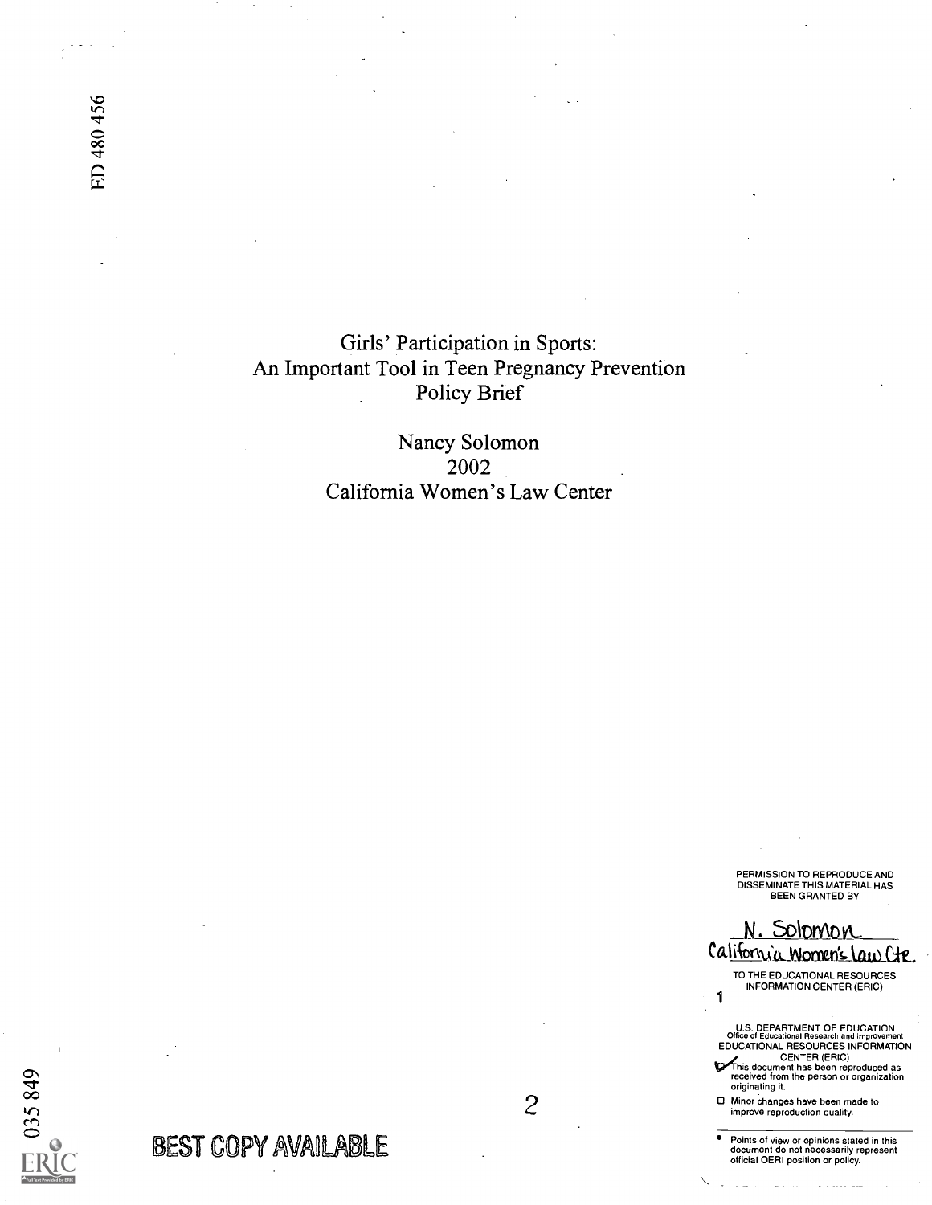ED 480 456

# Girls' Participation in Sports: An Important Tool in Teen Pregnancy Prevention Policy Brief

Nancy Solomon
2002
California Women's Law Center

PERMISSION TO REPRODUCE AND DISSEMINATE THIS MATERIAL HAS BEEN GRANTED BY

N. Solomon
California Women's Law Ctr.

TO THE EDUCATIONAL RESOURCES INFORMATION CENTER (ERIC)

U.S. DEPARTMENT OF EDUCATION
Office of Educational Research and Improvement
EDUCATIONAL RESOURCES INFORMATION CENTER (ERIC)

- [x] This document has been reproduced as received from the person or organization originating it.
- [ ] Minor changes have been made to improve reproduction quality.

- Points of view or opinions stated in this document do not necessarily represent official OERI position or policy.

035 849

BEST COPY AVAILABLE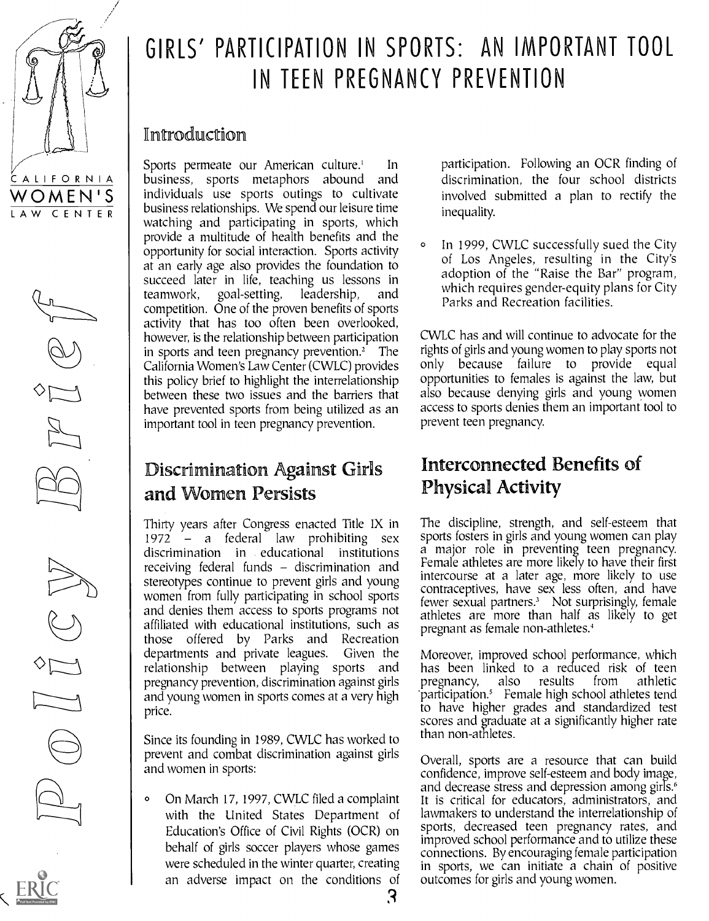# GIRLS' PARTICIPATION IN SPORTS: AN IMPORTANT TOOL IN TEEN PREGNANCY PREVENTION

## Introduction

Sports permeate our American culture.[1] In business, sports metaphors abound and individuals use sports outings to cultivate business relationships. We spend our leisure time watching and participating in sports, which provide a multitude of health benefits and the opportunity for social interaction. Sports activity at an early age also provides the foundation to succeed later in life, teaching us lessons in teamwork, goal-setting, leadership, and competition. One of the proven benefits of sports activity that has too often been overlooked, however, is the relationship between participation in sports and teen pregnancy prevention.[2] The California Women's Law Center (CWLC) provides this policy brief to highlight the interrelationship between these two issues and the barriers that have prevented sports from being utilized as an important tool in teen pregnancy prevention.

## Discrimination Against Girls and Women Persists

Thirty years after Congress enacted Title IX in 1972 – a federal law prohibiting sex discrimination in educational institutions receiving federal funds – discrimination and stereotypes continue to prevent girls and young women from fully participating in school sports and denies them access to sports programs not affiliated with educational institutions, such as those offered by Parks and Recreation departments and private leagues. Given the relationship between playing sports and pregnancy prevention, discrimination against girls and young women in sports comes at a very high price.

Since its founding in 1989, CWLC has worked to prevent and combat discrimination against girls and women in sports:

- On March 17, 1997, CWLC filed a complaint with the United States Department of Education's Office of Civil Rights (OCR) on behalf of girls soccer players whose games were scheduled in the winter quarter, creating an adverse impact on the conditions of participation. Following an OCR finding of discrimination, the four school districts involved submitted a plan to rectify the inequality.
- In 1999, CWLC successfully sued the City of Los Angeles, resulting in the City's adoption of the "Raise the Bar" program, which requires gender-equity plans for City Parks and Recreation facilities.

CWLC has and will continue to advocate for the rights of girls and young women to play sports not only because failure to provide equal opportunities to females is against the law, but also because denying girls and young women access to sports denies them an important tool to prevent teen pregnancy.

## Interconnected Benefits of Physical Activity

The discipline, strength, and self-esteem that sports fosters in girls and young women can play a major role in preventing teen pregnancy. Female athletes are more likely to have their first intercourse at a later age, more likely to use contraceptives, have sex less often, and have fewer sexual partners.[3] Not surprisingly, female athletes are more than half as likely to get pregnant as female non-athletes.[4]

Moreover, improved school performance, which has been linked to a reduced risk of teen pregnancy, also results from athletic participation.[5] Female high school athletes tend to have higher grades and standardized test scores and graduate at a significantly higher rate than non-athletes.

Overall, sports are a resource that can build confidence, improve self-esteem and body image, and decrease stress and depression among girls.[6] It is critical for educators, administrators, and lawmakers to understand the interrelationship of sports, decreased teen pregnancy rates, and improved school performance and to utilize these connections. By encouraging female participation in sports, we can initiate a chain of positive outcomes for girls and young women.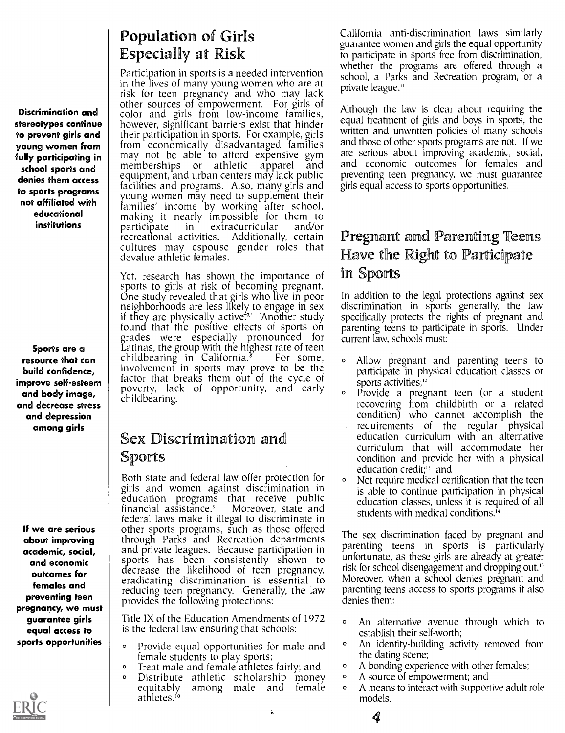**Discrimination and stereotypes continue to prevent girls and young women from fully participating in school sports and denies them access to sports programs not affiliated with educational institutions**

**Sports are a resource that can build confidence, improve self-esteem and body image, and decrease stress and depression among girls**

**If we are serious about improving academic, social, and economic outcomes for females and preventing teen pregnancy, we must guarantee girls equal access to sports opportunities**

## Population of Girls Especially at Risk

Participation in sports is a needed intervention in the lives of many young women who are at risk for teen pregnancy and who may lack other sources of empowerment. For girls of color and girls from low-income families, however, significant barriers exist that hinder their participation in sports. For example, girls from economically disadvantaged families may not be able to afford expensive gym memberships or athletic apparel and equipment, and urban centers may lack public facilities and programs. Also, many girls and young women may need to supplement their families' income by working after school, making it nearly impossible for them to participate in extracurricular and/or recreational activities. Additionally, certain cultures may espouse gender roles that devalue athletic females.

Yet, research has shown the importance of sports to girls at risk of becoming pregnant. One study revealed that girls who live in poor neighborhoods are less likely to engage in sex if they are physically active.[7] Another study found that the positive effects of sports on grades were especially pronounced for Latinas, the group with the highest rate of teen childbearing in California.[8] For some, involvement in sports may prove to be the factor that breaks them out of the cycle of poverty, lack of opportunity, and early childbearing.

## Sex Discrimination and Sports

Both state and federal law offer protection for girls and women against discrimination in education programs that receive public financial assistance.[9] Moreover, state and federal laws make it illegal to discriminate in other sports programs, such as those offered through Parks and Recreation departments and private leagues. Because participation in sports has been consistently shown to decrease the likelihood of teen pregnancy, eradicating discrimination is essential to reducing teen pregnancy. Generally, the law provides the following protections:

Title IX of the Education Amendments of 1972 is the federal law ensuring that schools:

- Provide equal opportunities for male and female students to play sports;
- Treat male and female athletes fairly; and
- Distribute athletic scholarship money equitably among male and female athletes.[10]

California anti-discrimination laws similarly guarantee women and girls the equal opportunity to participate in sports free from discrimination, whether the programs are offered through a school, a Parks and Recreation program, or a private league.[11]

Although the law is clear about requiring the equal treatment of girls and boys in sports, the written and unwritten policies of many schools and those of other sports programs are not. If we are serious about improving academic, social, and economic outcomes for females and preventing teen pregnancy, we must guarantee girls equal access to sports opportunities.

## Pregnant and Parenting Teens Have the Right to Participate in Sports

In addition to the legal protections against sex discrimination in sports generally, the law specifically protects the rights of pregnant and parenting teens to participate in sports. Under current law, schools must:

- Allow pregnant and parenting teens to participate in physical education classes or sports activities;[12]
- Provide a pregnant teen (or a student recovering from childbirth or a related condition) who cannot accomplish the requirements of the regular physical education curriculum with an alternative curriculum that will accommodate her condition and provide her with a physical education credit;[13] and
- Not require medical certification that the teen is able to continue participation in physical education classes, unless it is required of all students with medical conditions.[14]

The sex discrimination faced by pregnant and parenting teens in sports is particularly unfortunate, as these girls are already at greater risk for school disengagement and dropping out.[15] Moreover, when a school denies pregnant and parenting teens access to sports programs it also denies them:

- An alternative avenue through which to establish their self-worth;
- An identity-building activity removed from the dating scene;
- A bonding experience with other females;
- A source of empowerment; and
- A means to interact with supportive adult role models.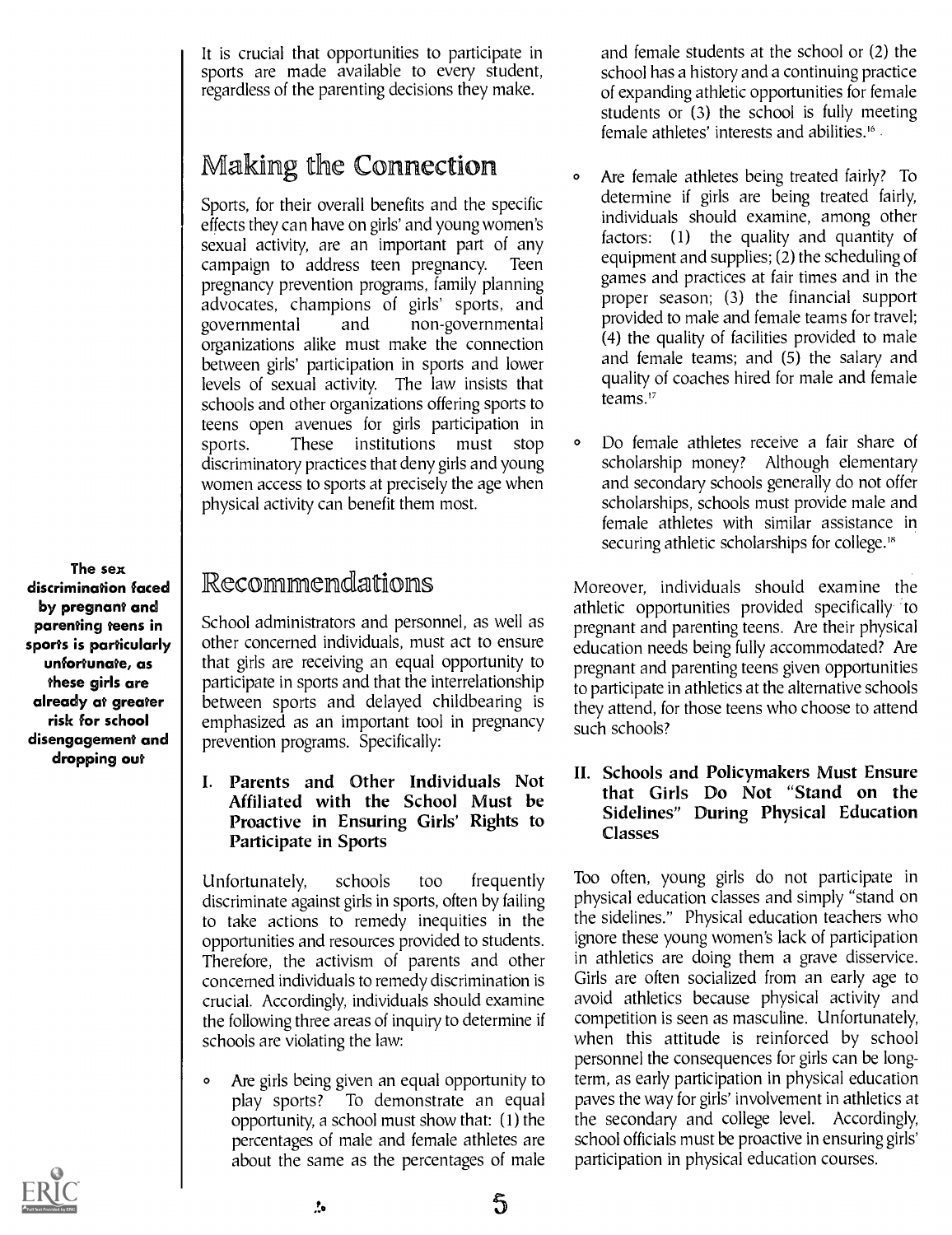It is crucial that opportunities to participate in sports are made available to every student, regardless of the parenting decisions they make.

## Making the Connection

Sports, for their overall benefits and the specific effects they can have on girls' and young women's sexual activity, are an important part of any campaign to address teen pregnancy. Teen pregnancy prevention programs, family planning advocates, champions of girls' sports, and governmental and non-governmental organizations alike must make the connection between girls' participation in sports and lower levels of sexual activity. The law insists that schools and other organizations offering sports to teens open avenues for girls participation in sports. These institutions must stop discriminatory practices that deny girls and young women access to sports at precisely the age when physical activity can benefit them most.

**The sex discrimination faced by pregnant and parenting teens in sports is particularly unfortunate, as these girls are already at greater risk for school disengagement and dropping out**

## Recommendations

School administrators and personnel, as well as other concerned individuals, must act to ensure that girls are receiving an equal opportunity to participate in sports and that the interrelationship between sports and delayed childbearing is emphasized as an important tool in pregnancy prevention programs. Specifically:

### I. Parents and Other Individuals Not Affiliated with the School Must be Proactive in Ensuring Girls' Rights to Participate in Sports

Unfortunately, schools too frequently discriminate against girls in sports, often by failing to take actions to remedy inequities in the opportunities and resources provided to students. Therefore, the activism of parents and other concerned individuals to remedy discrimination is crucial. Accordingly, individuals should examine the following three areas of inquiry to determine if schools are violating the law:

- Are girls being given an equal opportunity to play sports? To demonstrate an equal opportunity, a school must show that: (1) the percentages of male and female athletes are about the same as the percentages of male and female students at the school or (2) the school has a history and a continuing practice of expanding athletic opportunities for female students or (3) the school is fully meeting female athletes' interests and abilities.[16]
- Are female athletes being treated fairly? To determine if girls are being treated fairly, individuals should examine, among other factors: (1) the quality and quantity of equipment and supplies; (2) the scheduling of games and practices at fair times and in the proper season; (3) the financial support provided to male and female teams for travel; (4) the quality of facilities provided to male and female teams; and (5) the salary and quality of coaches hired for male and female teams.[17]
- Do female athletes receive a fair share of scholarship money? Although elementary and secondary schools generally do not offer scholarships, schools must provide male and female athletes with similar assistance in securing athletic scholarships for college.[18]

Moreover, individuals should examine the athletic opportunities provided specifically to pregnant and parenting teens. Are their physical education needs being fully accommodated? Are pregnant and parenting teens given opportunities to participate in athletics at the alternative schools they attend, for those teens who choose to attend such schools?

### II. Schools and Policymakers Must Ensure that Girls Do Not "Stand on the Sidelines" During Physical Education Classes

Too often, young girls do not participate in physical education classes and simply "stand on the sidelines." Physical education teachers who ignore these young women's lack of participation in athletics are doing them a grave disservice. Girls are often socialized from an early age to avoid athletics because physical activity and competition is seen as masculine. Unfortunately, when this attitude is reinforced by school personnel the consequences for girls can be long-term, as early participation in physical education paves the way for girls' involvement in athletics at the secondary and college level. Accordingly, school officials must be proactive in ensuring girls' participation in physical education courses.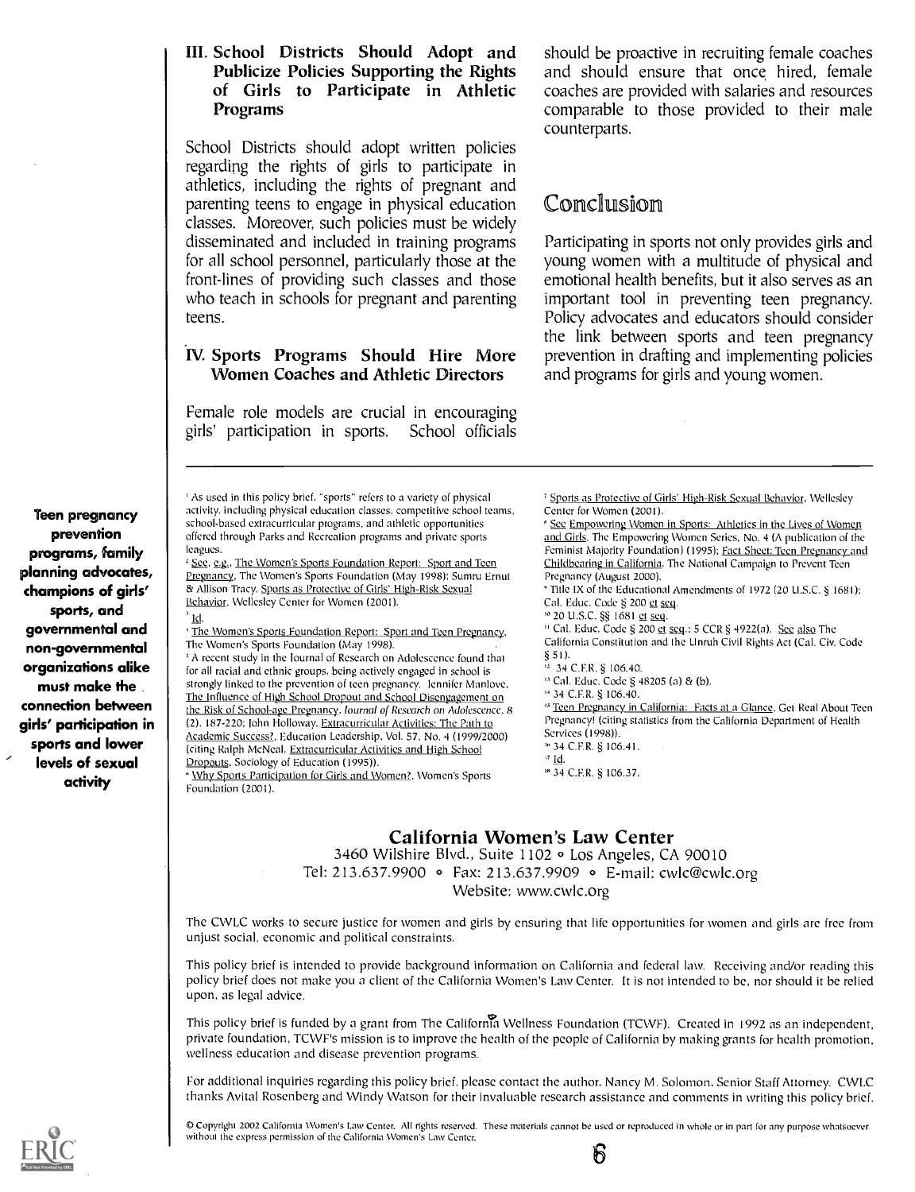### III. School Districts Should Adopt and Publicize Policies Supporting the Rights of Girls to Participate in Athletic Programs

School Districts should adopt written policies regarding the rights of girls to participate in athletics, including the rights of pregnant and parenting teens to engage in physical education classes. Moreover, such policies must be widely disseminated and included in training programs for all school personnel, particularly those at the front-lines of providing such classes and those who teach in schools for pregnant and parenting teens.

### IV. Sports Programs Should Hire More Women Coaches and Athletic Directors

Female role models are crucial in encouraging girls' participation in sports. School officials should be proactive in recruiting female coaches and should ensure that once hired, female coaches are provided with salaries and resources comparable to those provided to their male counterparts.

## Conclusion

Participating in sports not only provides girls and young women with a multitude of physical and emotional health benefits, but it also serves as an important tool in preventing teen pregnancy. Policy advocates and educators should consider the link between sports and teen pregnancy prevention in drafting and implementing policies and programs for girls and young women.

**Teen pregnancy prevention programs, family planning advocates, champions of girls' sports, and governmental and non-governmental organizations alike must make the connection between girls' participation in sports and lower levels of sexual activity**

---

[1] As used in this policy brief, "sports" refers to a variety of physical activity, including physical education classes, competitive school teams, school-based extracurricular programs, and athletic opportunities offered through Parks and Recreation programs and private sports leagues.

[2] See, e.g., The Women's Sports Foundation Report: Sport and Teen Pregnancy, The Women's Sports Foundation (May 1998); Sumru Ernut & Allison Tracy, Sports as Protective of Girls' High-Risk Sexual Behavior, Wellesley Center for Women (2001).

[3] Id.

[4] The Women's Sports Foundation Report: Sport and Teen Pregnancy, The Women's Sports Foundation (May 1998).

[5] A recent study in the Journal of Research on Adolescence found that for all racial and ethnic groups, being actively engaged in school is strongly linked to the prevention of teen pregnancy. Jennifer Manlove, The Influence of High School Dropout and School Disengagement on the Risk of School-age Pregnancy, *Journal of Research on Adolescence*, 8 (2), 187-220; John Holloway, Extracurricular Activities: The Path to Academic Success?, Education Leadership, Vol. 57, No. 4 (1999/2000) (citing Ralph McNeal, Extracurricular Activities and High School Dropouts, Sociology of Education (1995)).

[6] Why Sports Participation for Girls and Women?, Women's Sports Foundation (2001).

[7] Sports as Protective of Girls' High-Risk Sexual Behavior, Wellesley Center for Women (2001).

[8] See Empowering Women in Sports: Athletics in the Lives of Women and Girls, The Empowering Women Series, No. 4 (A publication of the Feminist Majority Foundation) (1995); Fact Sheet: Teen Pregnancy and Childbearing in California, The National Campaign to Prevent Teen Pregnancy (August 2000).

[9] Title IX of the Educational Amendments of 1972 (20 U.S.C. § 1681); Cal. Educ. Code § 200 et seq.

[10] 20 U.S.C. §§ 1681 et seq.

[11] Cal. Educ. Code § 200 et seq.; 5 CCR § 4922(a). See also The California Constitution and the Unruh Civil Rights Act (Cal. Civ. Code § 51).

[12] 34 C.F.R. § 106.40.

[13] Cal. Educ. Code § 48205 (a) & (b).

[14] 34 C.F.R. § 106.40.

[15] Teen Pregnancy in California: Facts at a Glance, Get Real About Teen Pregnancy! (citing statistics from the California Department of Health Services (1998)).

[16] 34 C.F.R. § 106.41.

[17] Id.

[18] 34 C.F.R. § 106.37.

---

## California Women's Law Center

3460 Wilshire Blvd., Suite 1102 ◦ Los Angeles, CA 90010
Tel: 213.637.9900 ◦ Fax: 213.637.9909 ◦ E-mail: cwlc@cwlc.org
Website: www.cwlc.org

The CWLC works to secure justice for women and girls by ensuring that life opportunities for women and girls are free from unjust social, economic and political constraints.

This policy brief is intended to provide background information on California and federal law. Receiving and/or reading this policy brief does not make you a client of the California Women's Law Center. It is not intended to be, nor should it be relied upon, as legal advice.

This policy brief is funded by a grant from The California Wellness Foundation (TCWF). Created in 1992 as an independent, private foundation, TCWF's mission is to improve the health of the people of California by making grants for health promotion, wellness education and disease prevention programs.

For additional inquiries regarding this policy brief, please contact the author, Nancy M. Solomon, Senior Staff Attorney. CWLC thanks Avital Rosenberg and Windy Watson for their invaluable research assistance and comments in writing this policy brief.

© Copyright 2002 California Women's Law Center. All rights reserved. These materials cannot be used or reproduced in whole or in part for any purpose whatsoever without the express permission of the California Women's Law Center.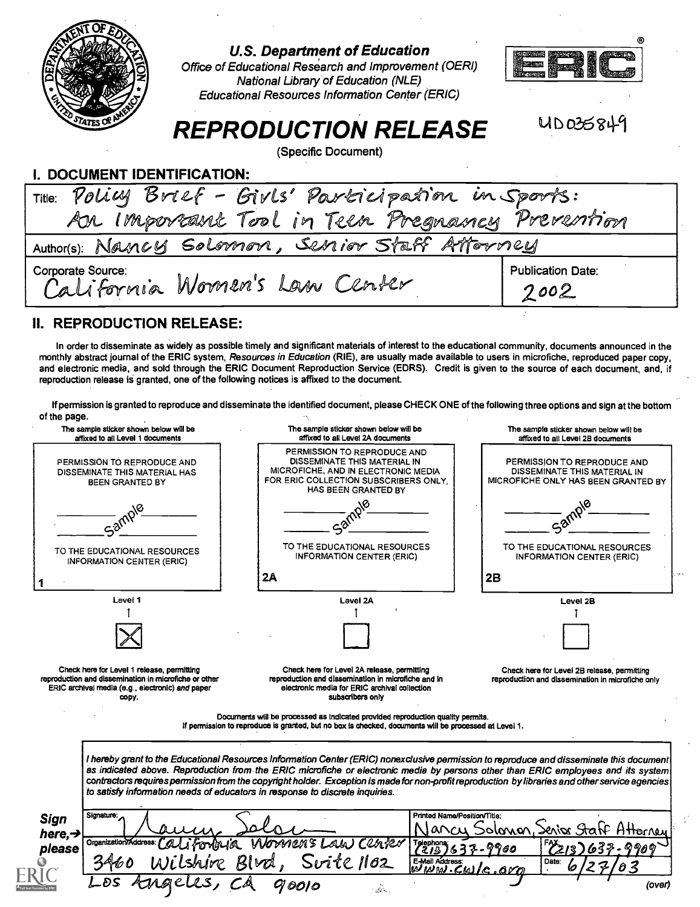U.S. Department of Education
Office of Educational Research and Improvement (OERI)
National Library of Education (NLE)
Educational Resources Information Center (ERIC)

# REPRODUCTION RELEASE

(Specific Document)

UD035849

## I. DOCUMENT IDENTIFICATION:

Title: Policy Brief - Girls' Participation in Sports: An Important Tool in Teen Pregnancy Prevention

Author(s): Nancy Solomon, Senior Staff Attorney

Corporate Source: California Women's Law Center

Publication Date: 2002

## II. REPRODUCTION RELEASE:

In order to disseminate as widely as possible timely and significant materials of interest to the educational community, documents announced in the monthly abstract journal of the ERIC system, *Resources in Education* (RIE), are usually made available to users in microfiche, reproduced paper copy, and electronic media, and sold through the ERIC Document Reproduction Service (EDRS). Credit is given to the source of each document, and, if reproduction release is granted, one of the following notices is affixed to the document.

If permission is granted to reproduce and disseminate the identified document, please CHECK ONE of the following three options and sign at the bottom of the page.

| The sample sticker shown below will be affixed to all Level 1 documents | The sample sticker shown below will be affixed to all Level 2A documents | The sample sticker shown below will be affixed to all Level 2B documents |
|---|---|---|
| PERMISSION TO REPRODUCE AND DISSEMINATE THIS MATERIAL HAS BEEN GRANTED BY Sample TO THE EDUCATIONAL RESOURCES INFORMATION CENTER (ERIC) | PERMISSION TO REPRODUCE AND DISSEMINATE THIS MATERIAL IN MICROFICHE, AND IN ELECTRONIC MEDIA FOR ERIC COLLECTION SUBSCRIBERS ONLY, HAS BEEN GRANTED BY Sample TO THE EDUCATIONAL RESOURCES INFORMATION CENTER (ERIC) | PERMISSION TO REPRODUCE AND DISSEMINATE THIS MATERIAL IN MICROFICHE ONLY HAS BEEN GRANTED BY Sample TO THE EDUCATIONAL RESOURCES INFORMATION CENTER (ERIC) |
| 1 | 2A | 2B |
| Level 1 | Level 2A | Level 2B |
| [X] | [ ] | [ ] |
| Check here for Level 1 release, permitting reproduction and dissemination in microfiche or other ERIC archival media (e.g., electronic) *and* paper copy. | Check here for Level 2A release, permitting reproduction and dissemination in microfiche and in electronic media for ERIC archival collection subscribers only | Check here for Level 2B release, permitting reproduction and dissemination in microfiche only |

Documents will be processed as indicated provided reproduction quality permits.
If permission to reproduce is granted, but no box is checked, documents will be processed at Level 1.

*I hereby grant to the Educational Resources Information Center (ERIC) nonexclusive permission to reproduce and disseminate this document as indicated above. Reproduction from the ERIC microfiche or electronic media by persons other than ERIC employees and its system contractors requires permission from the copyright holder. Exception is made for non-profit reproduction by libraries and other service agencies to satisfy information needs of educators in response to discrete inquiries.*

**Sign here, → please**

| Signature: Nancy Solomon | Printed Name/Position/Title: Nancy Solomon, Senior Staff Attorney | |
|---|---|---|
| Organization/Address: California Women's Law Center, 3460 Wilshire Blvd, Suite 1102, Los Angeles, CA 90010 | Telephone: (213) 637-9900 | FAX: (213) 637-9909 |
| | E-Mail Address: www.cwlc.org | Date: 6/27/03 |

(over)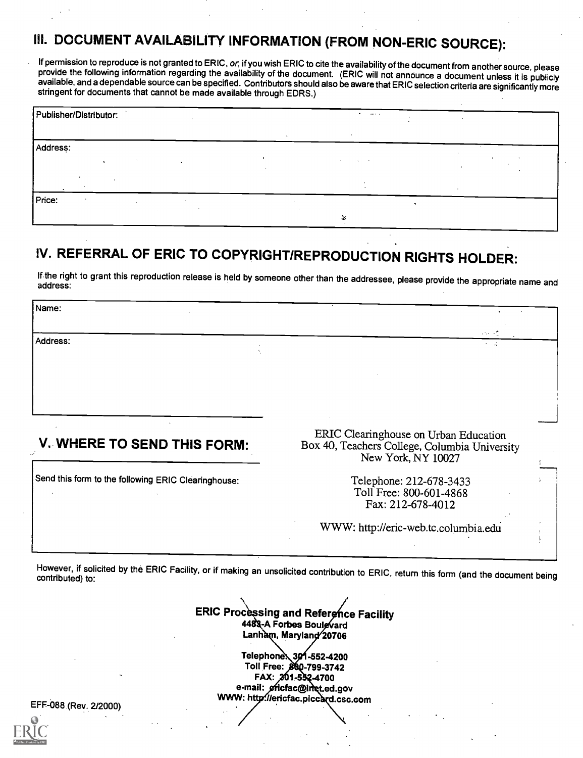## III. DOCUMENT AVAILABILITY INFORMATION (FROM NON-ERIC SOURCE):

If permission to reproduce is not granted to ERIC, *or*, if you wish ERIC to cite the availability of the document from another source, please provide the following information regarding the availability of the document. (ERIC will not announce a document unless it is publicly available, and a dependable source can be specified. Contributors should also be aware that ERIC selection criteria are significantly more stringent for documents that cannot be made available through EDRS.)

| |
|---|
| Publisher/Distributor: |
| Address: |
| Price: |

## IV. REFERRAL OF ERIC TO COPYRIGHT/REPRODUCTION RIGHTS HOLDER:

If the right to grant this reproduction release is held by someone other than the addressee, please provide the appropriate name and address:

| |
|---|
| Name: |
| Address: |

## V. WHERE TO SEND THIS FORM:

Send this form to the following ERIC Clearinghouse:

ERIC Clearinghouse on Urban Education
Box 40, Teachers College, Columbia University
New York, NY 10027

Telephone: 212-678-3433
Toll Free: 800-601-4868
Fax: 212-678-4012

WWW: http://eric-web.tc.columbia.edu

However, if solicited by the ERIC Facility, or if making an unsolicited contribution to ERIC, return this form (and the document being contributed) to:

**ERIC Processing and Reference Facility**
**4483-A Forbes Boulevard**
**Lanham, Maryland 20706**

**Telephone: 301-552-4200**
**Toll Free: 800-799-3742**
**FAX: 301-552-4700**
**e-mail: ericfac@inet.ed.gov**
**WWW: http://ericfac.piccard.csc.com**

EFF-088 (Rev. 2/2000)